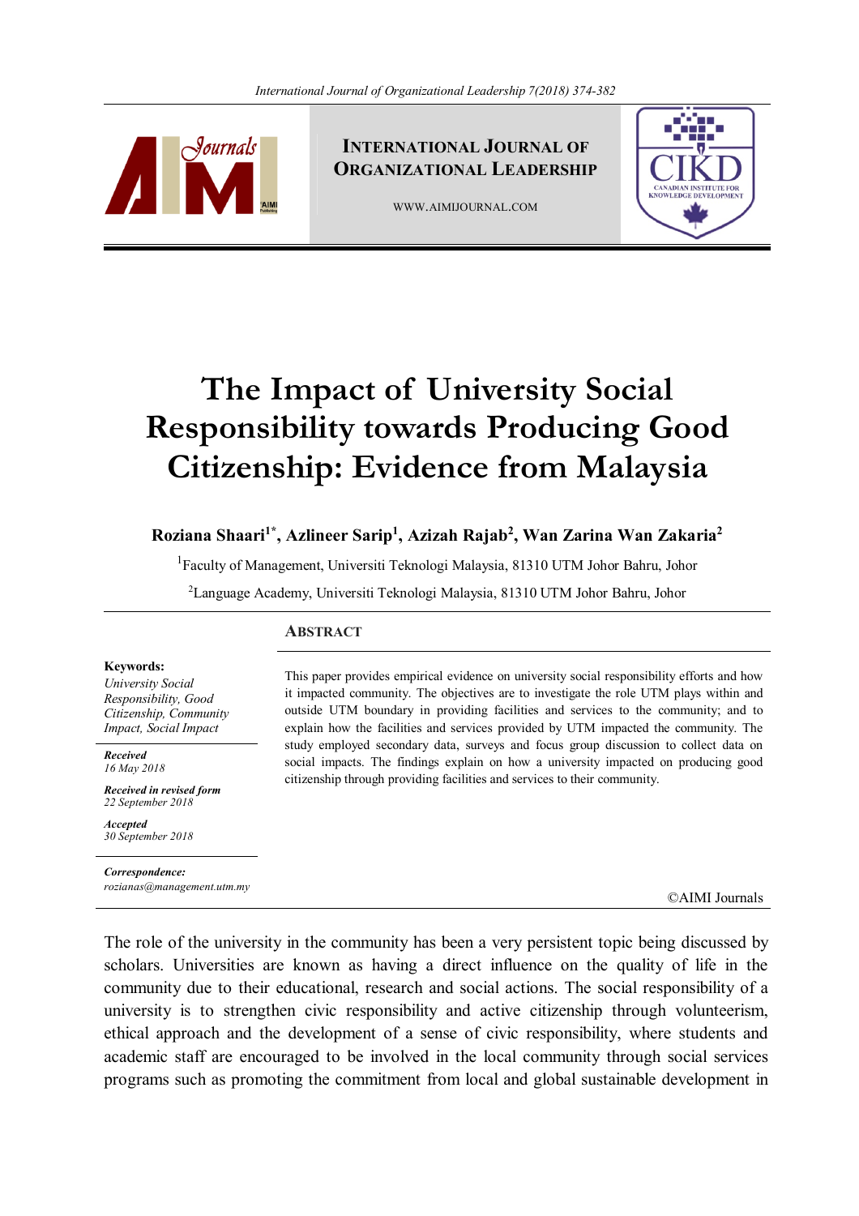# The Impact of University Social Responsibility towards Producing Good Citizenship: Evidence from Malaysia

**Roziana Shaari[1*], Azlineer Sarip[1], Azizah Rajab[2], Wan Zarina Wan Zakaria[2]**

[1]Faculty of Management, Universiti Teknologi Malaysia, 81310 UTM Johor Bahru, Johor

[2]Language Academy, Universiti Teknologi Malaysia, 81310 UTM Johor Bahru, Johor

**Keywords:**
*University Social Responsibility, Good Citizenship, Community Impact, Social Impact*

***Received***
*16 May 2018*

***Received in revised form***
*22 September 2018*

***Accepted***
*30 September 2018*

***Correspondence:***
*rozianas@management.utm.my*

## Abstract

This paper provides empirical evidence on university social responsibility efforts and how it impacted community. The objectives are to investigate the role UTM plays within and outside UTM boundary in providing facilities and services to the community; and to explain how the facilities and services provided by UTM impacted the community. The study employed secondary data, surveys and focus group discussion to collect data on social impacts. The findings explain on how a university impacted on producing good citizenship through providing facilities and services to their community.

©AIMI Journals

The role of the university in the community has been a very persistent topic being discussed by scholars. Universities are known as having a direct influence on the quality of life in the community due to their educational, research and social actions. The social responsibility of a university is to strengthen civic responsibility and active citizenship through volunteerism, ethical approach and the development of a sense of civic responsibility, where students and academic staff are encouraged to be involved in the local community through social services programs such as promoting the commitment from local and global sustainable development in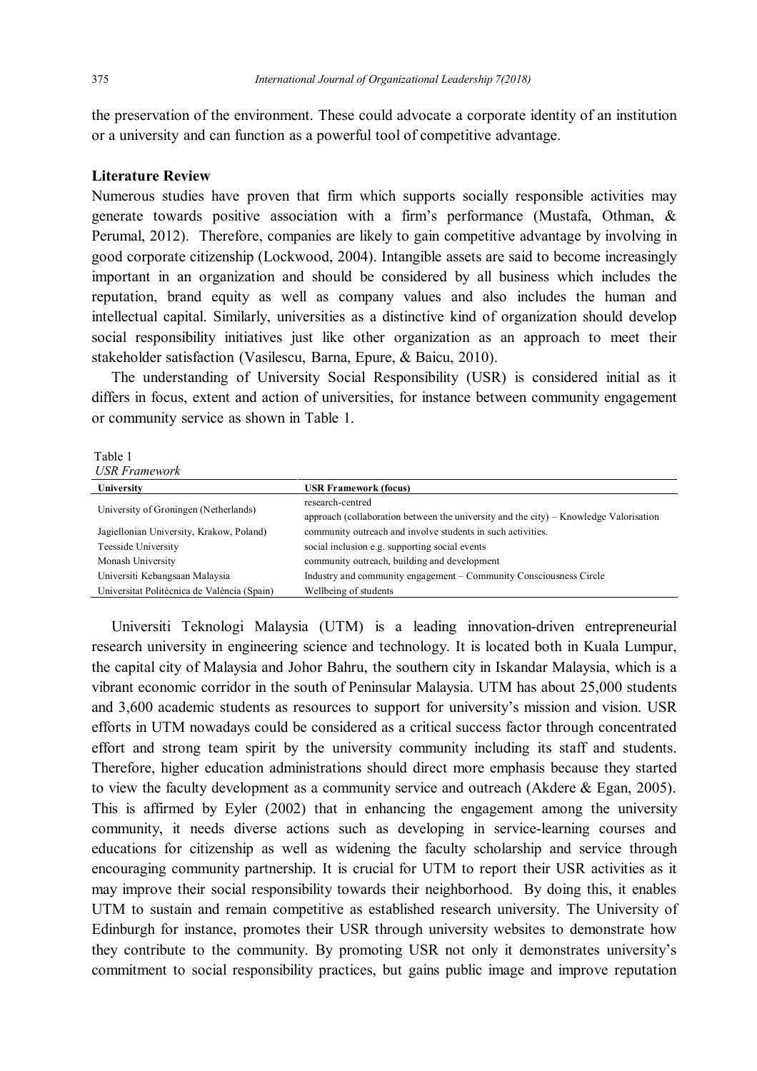the preservation of the environment. These could advocate a corporate identity of an institution or a university and can function as a powerful tool of competitive advantage.

## Literature Review

Numerous studies have proven that firm which supports socially responsible activities may generate towards positive association with a firm's performance (Mustafa, Othman, & Perumal, 2012). Therefore, companies are likely to gain competitive advantage by involving in good corporate citizenship (Lockwood, 2004). Intangible assets are said to become increasingly important in an organization and should be considered by all business which includes the reputation, brand equity as well as company values and also includes the human and intellectual capital. Similarly, universities as a distinctive kind of organization should develop social responsibility initiatives just like other organization as an approach to meet their stakeholder satisfaction (Vasilescu, Barna, Epure, & Baicu, 2010).

The understanding of University Social Responsibility (USR) is considered initial as it differs in focus, extent and action of universities, for instance between community engagement or community service as shown in Table 1.

Table 1
*USR Framework*

| University | USR Framework (focus) |
|---|---|
| University of Groningen (Netherlands) | research-centred approach (collaboration between the university and the city) – Knowledge Valorisation |
| Jagiellonian University, Krakow, Poland) | community outreach and involve students in such activities. |
| Teesside University | social inclusion e.g. supporting social events |
| Monash University | community outreach, building and development |
| Universiti Kebangsaan Malaysia | Industry and community engagement – Community Consciousness Circle |
| Universitat Politècnica de València (Spain) | Wellbeing of students |

Universiti Teknologi Malaysia (UTM) is a leading innovation-driven entrepreneurial research university in engineering science and technology. It is located both in Kuala Lumpur, the capital city of Malaysia and Johor Bahru, the southern city in Iskandar Malaysia, which is a vibrant economic corridor in the south of Peninsular Malaysia. UTM has about 25,000 students and 3,600 academic students as resources to support for university's mission and vision. USR efforts in UTM nowadays could be considered as a critical success factor through concentrated effort and strong team spirit by the university community including its staff and students. Therefore, higher education administrations should direct more emphasis because they started to view the faculty development as a community service and outreach (Akdere & Egan, 2005). This is affirmed by Eyler (2002) that in enhancing the engagement among the university community, it needs diverse actions such as developing in service-learning courses and educations for citizenship as well as widening the faculty scholarship and service through encouraging community partnership. It is crucial for UTM to report their USR activities as it may improve their social responsibility towards their neighborhood. By doing this, it enables UTM to sustain and remain competitive as established research university. The University of Edinburgh for instance, promotes their USR through university websites to demonstrate how they contribute to the community. By promoting USR not only it demonstrates university's commitment to social responsibility practices, but gains public image and improve reputation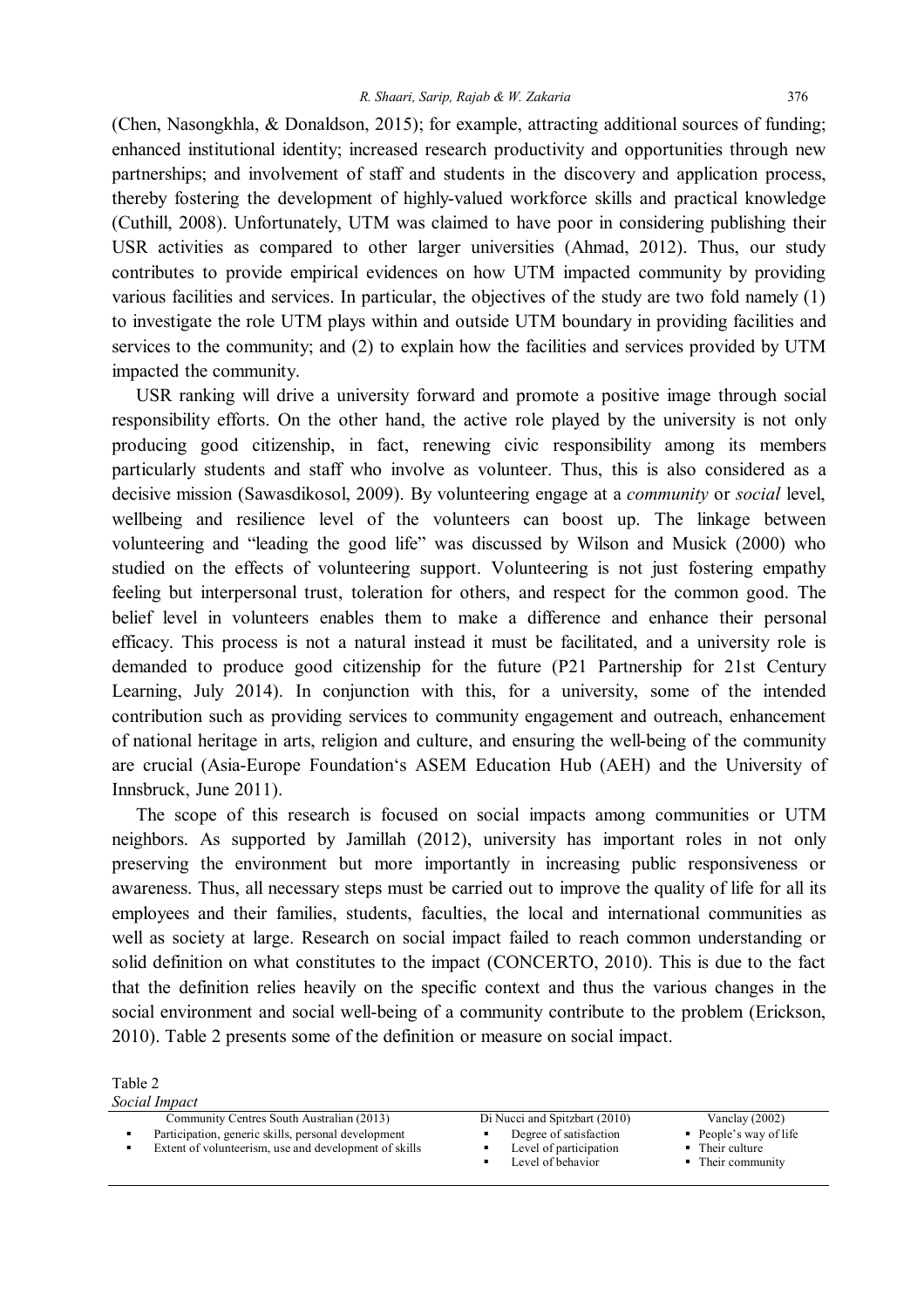(Chen, Nasongkhla, & Donaldson, 2015); for example, attracting additional sources of funding; enhanced institutional identity; increased research productivity and opportunities through new partnerships; and involvement of staff and students in the discovery and application process, thereby fostering the development of highly-valued workforce skills and practical knowledge (Cuthill, 2008). Unfortunately, UTM was claimed to have poor in considering publishing their USR activities as compared to other larger universities (Ahmad, 2012). Thus, our study contributes to provide empirical evidences on how UTM impacted community by providing various facilities and services. In particular, the objectives of the study are two fold namely (1) to investigate the role UTM plays within and outside UTM boundary in providing facilities and services to the community; and (2) to explain how the facilities and services provided by UTM impacted the community.

USR ranking will drive a university forward and promote a positive image through social responsibility efforts. On the other hand, the active role played by the university is not only producing good citizenship, in fact, renewing civic responsibility among its members particularly students and staff who involve as volunteer. Thus, this is also considered as a decisive mission (Sawasdikosol, 2009). By volunteering engage at a *community* or *social* level, wellbeing and resilience level of the volunteers can boost up. The linkage between volunteering and "leading the good life" was discussed by Wilson and Musick (2000) who studied on the effects of volunteering support. Volunteering is not just fostering empathy feeling but interpersonal trust, toleration for others, and respect for the common good. The belief level in volunteers enables them to make a difference and enhance their personal efficacy. This process is not a natural instead it must be facilitated, and a university role is demanded to produce good citizenship for the future (P21 Partnership for 21st Century Learning, July 2014). In conjunction with this, for a university, some of the intended contribution such as providing services to community engagement and outreach, enhancement of national heritage in arts, religion and culture, and ensuring the well-being of the community are crucial (Asia-Europe Foundation's ASEM Education Hub (AEH) and the University of Innsbruck, June 2011).

The scope of this research is focused on social impacts among communities or UTM neighbors. As supported by Jamillah (2012), university has important roles in not only preserving the environment but more importantly in increasing public responsiveness or awareness. Thus, all necessary steps must be carried out to improve the quality of life for all its employees and their families, students, faculties, the local and international communities as well as society at large. Research on social impact failed to reach common understanding or solid definition on what constitutes to the impact (CONCERTO, 2010). This is due to the fact that the definition relies heavily on the specific context and thus the various changes in the social environment and social well-being of a community contribute to the problem (Erickson, 2010). Table 2 presents some of the definition or measure on social impact.

Table 2
*Social Impact*

| Community Centres South Australian (2013) | Di Nucci and Spitzbart (2010) | Vanclay (2002) |
|---|---|---|
| ▪ Participation, generic skills, personal development<br>▪ Extent of volunteerism, use and development of skills | ▪ Degree of satisfaction<br>▪ Level of participation<br>▪ Level of behavior | ▪ People's way of life<br>▪ Their culture<br>▪ Their community |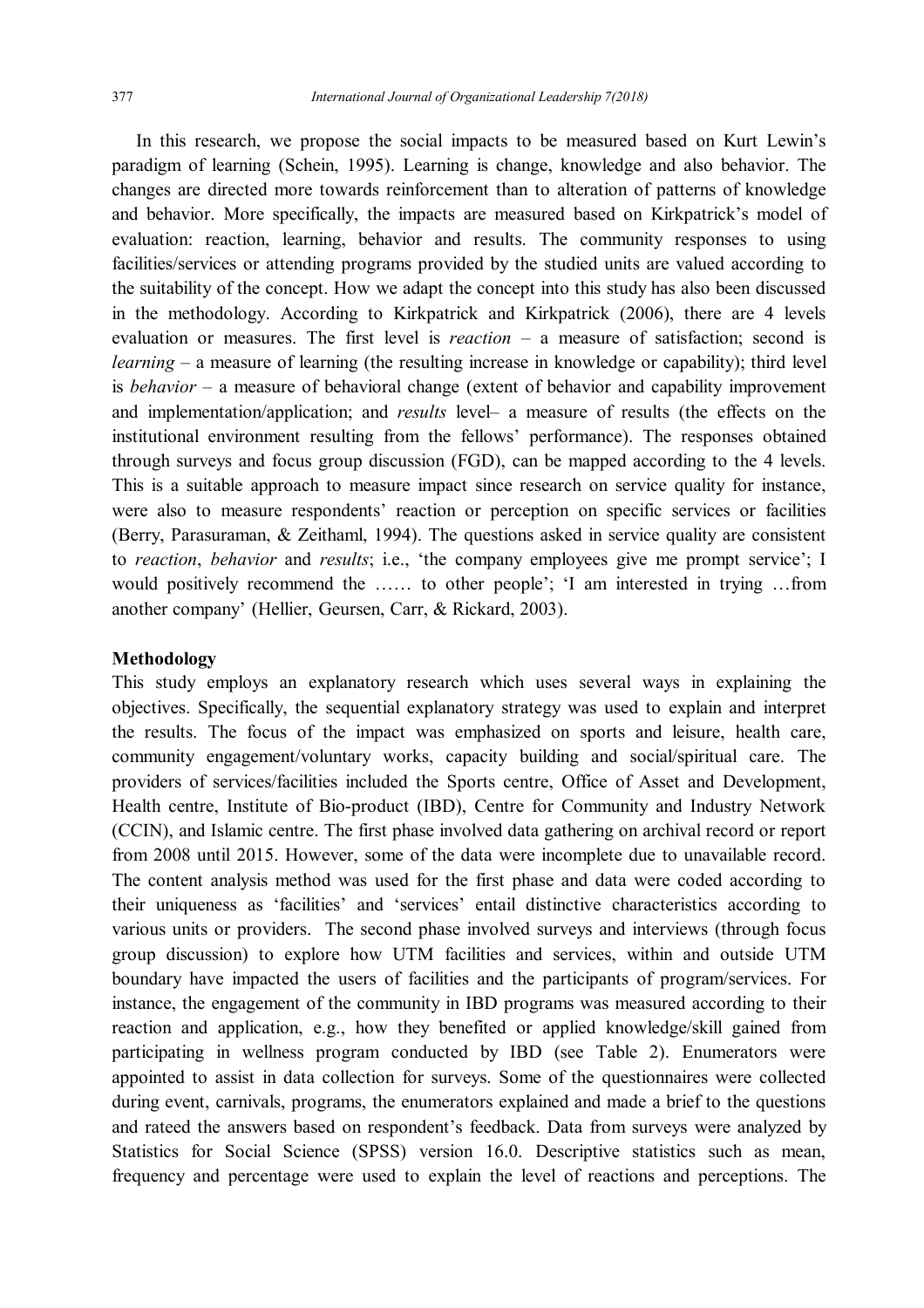In this research, we propose the social impacts to be measured based on Kurt Lewin's paradigm of learning (Schein, 1995). Learning is change, knowledge and also behavior. The changes are directed more towards reinforcement than to alteration of patterns of knowledge and behavior. More specifically, the impacts are measured based on Kirkpatrick's model of evaluation: reaction, learning, behavior and results. The community responses to using facilities/services or attending programs provided by the studied units are valued according to the suitability of the concept. How we adapt the concept into this study has also been discussed in the methodology. According to Kirkpatrick and Kirkpatrick (2006), there are 4 levels evaluation or measures. The first level is *reaction* – a measure of satisfaction; second is *learning* – a measure of learning (the resulting increase in knowledge or capability); third level is *behavior* – a measure of behavioral change (extent of behavior and capability improvement and implementation/application; and *results* level– a measure of results (the effects on the institutional environment resulting from the fellows' performance). The responses obtained through surveys and focus group discussion (FGD), can be mapped according to the 4 levels. This is a suitable approach to measure impact since research on service quality for instance, were also to measure respondents' reaction or perception on specific services or facilities (Berry, Parasuraman, & Zeithaml, 1994). The questions asked in service quality are consistent to *reaction*, *behavior* and *results*; i.e., 'the company employees give me prompt service'; I would positively recommend the …… to other people'; 'I am interested in trying …from another company' (Hellier, Geursen, Carr, & Rickard, 2003).

**Methodology**

This study employs an explanatory research which uses several ways in explaining the objectives. Specifically, the sequential explanatory strategy was used to explain and interpret the results. The focus of the impact was emphasized on sports and leisure, health care, community engagement/voluntary works, capacity building and social/spiritual care. The providers of services/facilities included the Sports centre, Office of Asset and Development, Health centre, Institute of Bio-product (IBD), Centre for Community and Industry Network (CCIN), and Islamic centre. The first phase involved data gathering on archival record or report from 2008 until 2015. However, some of the data were incomplete due to unavailable record. The content analysis method was used for the first phase and data were coded according to their uniqueness as 'facilities' and 'services' entail distinctive characteristics according to various units or providers. The second phase involved surveys and interviews (through focus group discussion) to explore how UTM facilities and services, within and outside UTM boundary have impacted the users of facilities and the participants of program/services. For instance, the engagement of the community in IBD programs was measured according to their reaction and application, e.g., how they benefited or applied knowledge/skill gained from participating in wellness program conducted by IBD (see Table 2). Enumerators were appointed to assist in data collection for surveys. Some of the questionnaires were collected during event, carnivals, programs, the enumerators explained and made a brief to the questions and rateed the answers based on respondent's feedback. Data from surveys were analyzed by Statistics for Social Science (SPSS) version 16.0. Descriptive statistics such as mean, frequency and percentage were used to explain the level of reactions and perceptions. The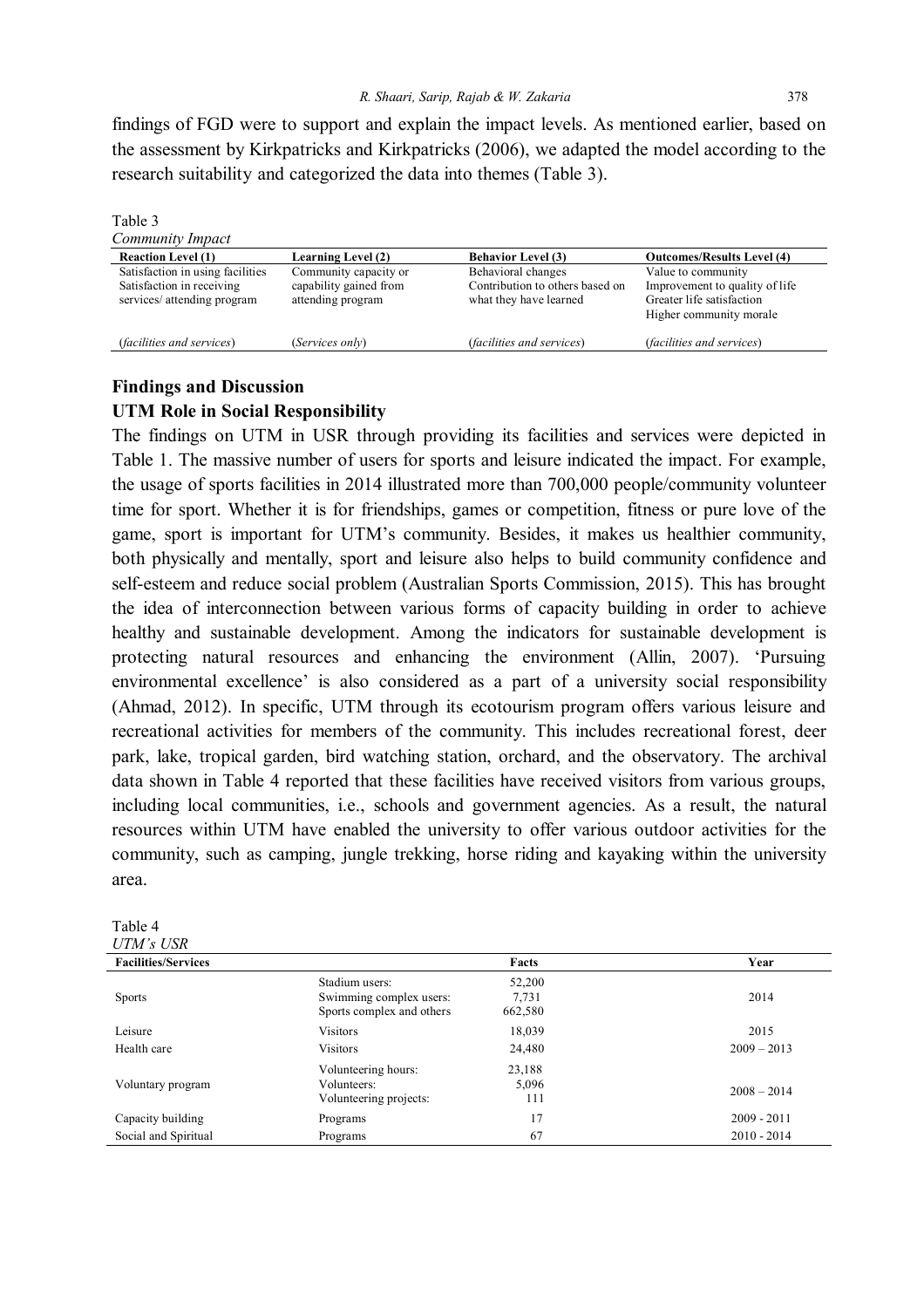findings of FGD were to support and explain the impact levels. As mentioned earlier, based on the assessment by Kirkpatricks and Kirkpatricks (2006), we adapted the model according to the research suitability and categorized the data into themes (Table 3).

Table 3
*Community Impact*

| Reaction Level (1) | Learning Level (2) | Behavior Level (3) | Outcomes/Results Level (4) |
|---|---|---|---|
| Satisfaction in using facilities<br>Satisfaction in receiving services/ attending program | Community capacity or capability gained from attending program | Behavioral changes<br>Contribution to others based on what they have learned | Value to community<br>Improvement to quality of life<br>Greater life satisfaction<br>Higher community morale |
| (*facilities and services*) | (*Services only*) | (*facilities and services*) | (*facilities and services*) |

## Findings and Discussion

### UTM Role in Social Responsibility

The findings on UTM in USR through providing its facilities and services were depicted in Table 1. The massive number of users for sports and leisure indicated the impact. For example, the usage of sports facilities in 2014 illustrated more than 700,000 people/community volunteer time for sport. Whether it is for friendships, games or competition, fitness or pure love of the game, sport is important for UTM's community. Besides, it makes us healthier community, both physically and mentally, sport and leisure also helps to build community confidence and self-esteem and reduce social problem (Australian Sports Commission, 2015). This has brought the idea of interconnection between various forms of capacity building in order to achieve healthy and sustainable development. Among the indicators for sustainable development is protecting natural resources and enhancing the environment (Allin, 2007). 'Pursuing environmental excellence' is also considered as a part of a university social responsibility (Ahmad, 2012). In specific, UTM through its ecotourism program offers various leisure and recreational activities for members of the community. This includes recreational forest, deer park, lake, tropical garden, bird watching station, orchard, and the observatory. The archival data shown in Table 4 reported that these facilities have received visitors from various groups, including local communities, i.e., schools and government agencies. As a result, the natural resources within UTM have enabled the university to offer various outdoor activities for the community, such as camping, jungle trekking, horse riding and kayaking within the university area.

Table 4
*UTM's USR*

| Facilities/Services | | Facts | Year |
|---|---|---|---|
| Sports | Stadium users:<br>Swimming complex users:<br>Sports complex and others | 52,200<br>7,731<br>662,580 | 2014 |
| Leisure | Visitors | 18,039 | 2015 |
| Health care | Visitors | 24,480 | 2009 – 2013 |
| Voluntary program | Volunteering hours:<br>Volunteers:<br>Volunteering projects: | 23,188<br>5,096<br>111 | 2008 – 2014 |
| Capacity building | Programs | 17 | 2009 - 2011 |
| Social and Spiritual | Programs | 67 | 2010 - 2014 |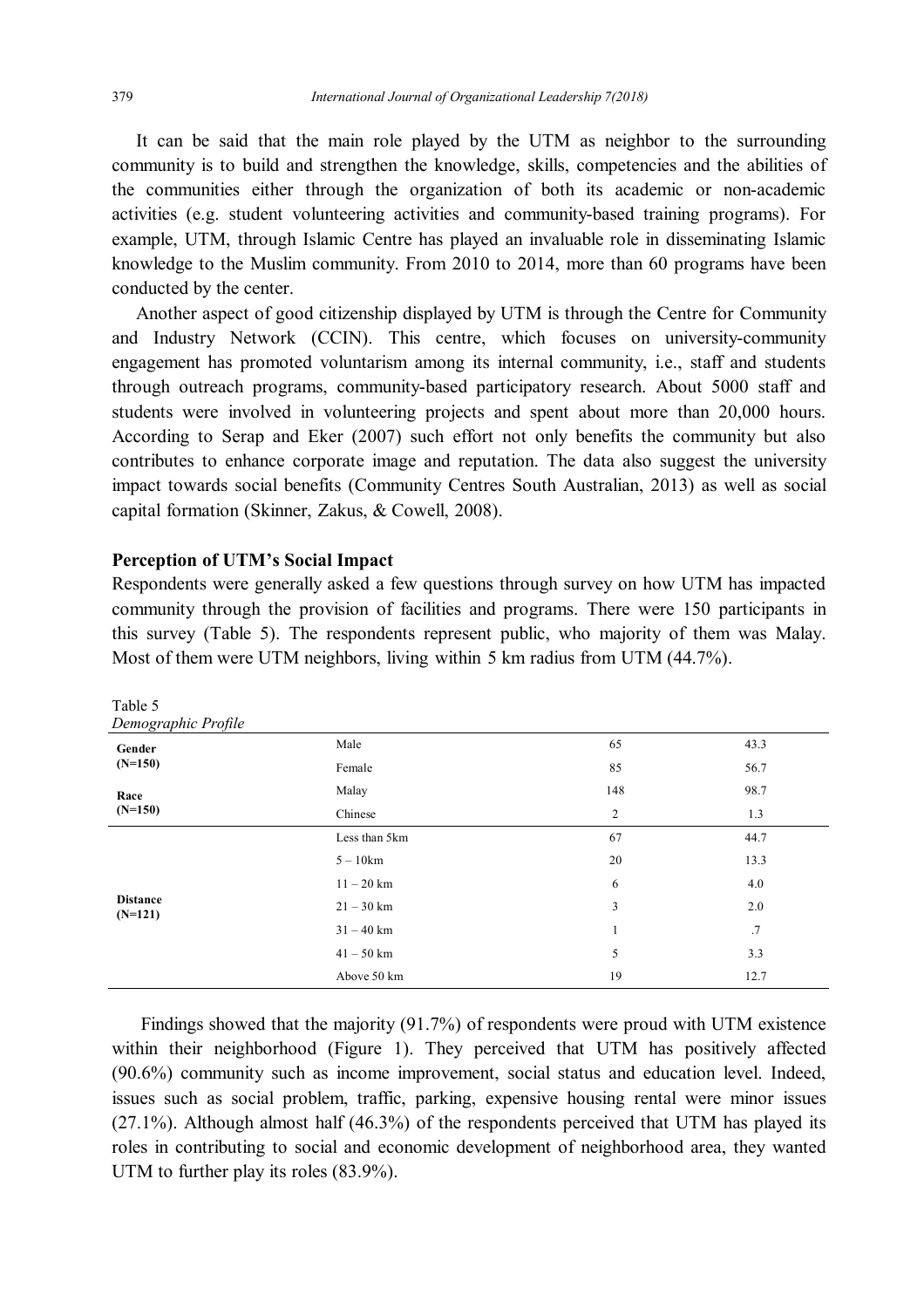It can be said that the main role played by the UTM as neighbor to the surrounding community is to build and strengthen the knowledge, skills, competencies and the abilities of the communities either through the organization of both its academic or non-academic activities (e.g. student volunteering activities and community-based training programs). For example, UTM, through Islamic Centre has played an invaluable role in disseminating Islamic knowledge to the Muslim community. From 2010 to 2014, more than 60 programs have been conducted by the center.

Another aspect of good citizenship displayed by UTM is through the Centre for Community and Industry Network (CCIN). This centre, which focuses on university-community engagement has promoted voluntarism among its internal community, i.e., staff and students through outreach programs, community-based participatory research. About 5000 staff and students were involved in volunteering projects and spent about more than 20,000 hours. According to Serap and Eker (2007) such effort not only benefits the community but also contributes to enhance corporate image and reputation. The data also suggest the university impact towards social benefits (Community Centres South Australian, 2013) as well as social capital formation (Skinner, Zakus, & Cowell, 2008).

**Perception of UTM's Social Impact**

Respondents were generally asked a few questions through survey on how UTM has impacted community through the provision of facilities and programs. There were 150 participants in this survey (Table 5). The respondents represent public, who majority of them was Malay. Most of them were UTM neighbors, living within 5 km radius from UTM (44.7%).

Table 5
*Demographic Profile*

| | | | |
|---|---|---|---|
| **Gender (N=150)** | Male | 65 | 43.3 |
| | Female | 85 | 56.7 |
| **Race (N=150)** | Malay | 148 | 98.7 |
| | Chinese | 2 | 1.3 |
| **Distance (N=121)** | Less than 5km | 67 | 44.7 |
| | 5 – 10km | 20 | 13.3 |
| | 11 – 20 km | 6 | 4.0 |
| | 21 – 30 km | 3 | 2.0 |
| | 31 – 40 km | 1 | .7 |
| | 41 – 50 km | 5 | 3.3 |
| | Above 50 km | 19 | 12.7 |

Findings showed that the majority (91.7%) of respondents were proud with UTM existence within their neighborhood (Figure 1). They perceived that UTM has positively affected (90.6%) community such as income improvement, social status and education level. Indeed, issues such as social problem, traffic, parking, expensive housing rental were minor issues (27.1%). Although almost half (46.3%) of the respondents perceived that UTM has played its roles in contributing to social and economic development of neighborhood area, they wanted UTM to further play its roles (83.9%).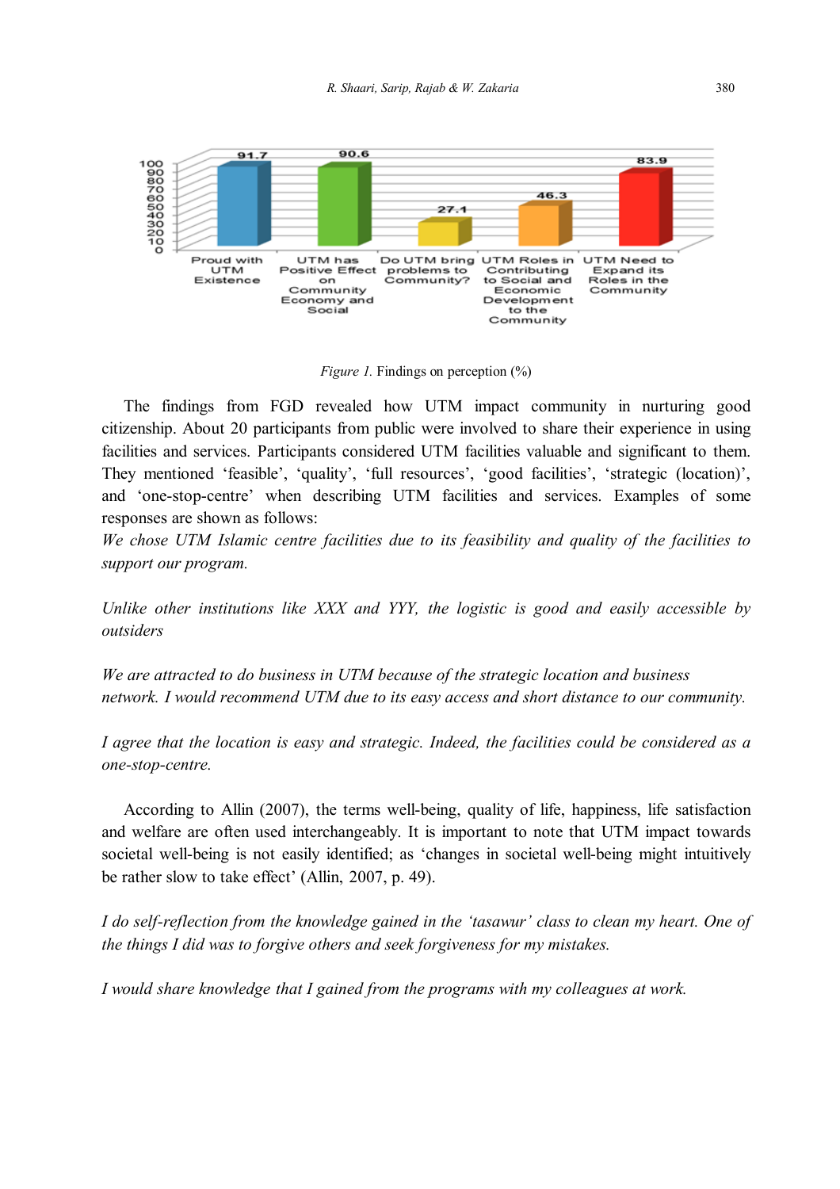Figure 1. Findings on perception (%)

The findings from FGD revealed how UTM impact community in nurturing good citizenship. About 20 participants from public were involved to share their experience in using facilities and services. Participants considered UTM facilities valuable and significant to them. They mentioned 'feasible', 'quality', 'full resources', 'good facilities', 'strategic (location)', and 'one-stop-centre' when describing UTM facilities and services. Examples of some responses are shown as follows:

*We chose UTM Islamic centre facilities due to its feasibility and quality of the facilities to support our program.*

*Unlike other institutions like XXX and YYY, the logistic is good and easily accessible by outsiders*

*We are attracted to do business in UTM because of the strategic location and business network. I would recommend UTM due to its easy access and short distance to our community.*

*I agree that the location is easy and strategic. Indeed, the facilities could be considered as a one-stop-centre.*

According to Allin (2007), the terms well-being, quality of life, happiness, life satisfaction and welfare are often used interchangeably. It is important to note that UTM impact towards societal well-being is not easily identified; as 'changes in societal well-being might intuitively be rather slow to take effect' (Allin, 2007, p. 49).

*I do self-reflection from the knowledge gained in the 'tasawur' class to clean my heart. One of the things I did was to forgive others and seek forgiveness for my mistakes.*

*I would share knowledge that I gained from the programs with my colleagues at work.*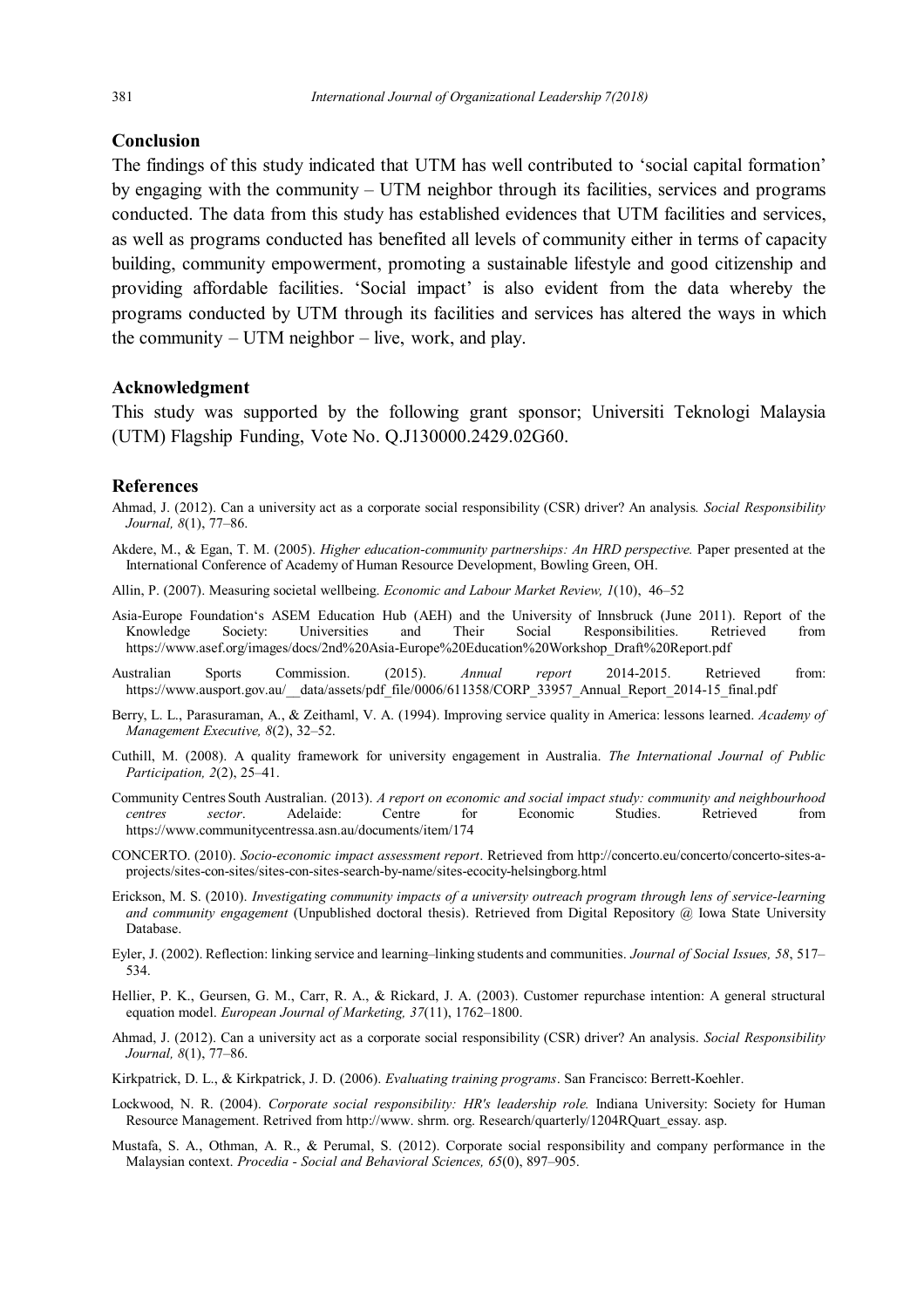## Conclusion

The findings of this study indicated that UTM has well contributed to 'social capital formation' by engaging with the community – UTM neighbor through its facilities, services and programs conducted. The data from this study has established evidences that UTM facilities and services, as well as programs conducted has benefited all levels of community either in terms of capacity building, community empowerment, promoting a sustainable lifestyle and good citizenship and providing affordable facilities. 'Social impact' is also evident from the data whereby the programs conducted by UTM through its facilities and services has altered the ways in which the community – UTM neighbor – live, work, and play.

## Acknowledgment

This study was supported by the following grant sponsor; Universiti Teknologi Malaysia (UTM) Flagship Funding, Vote No. Q.J130000.2429.02G60.

## References

Ahmad, J. (2012). Can a university act as a corporate social responsibility (CSR) driver? An analysis. *Social Responsibility Journal, 8*(1), 77–86.

Akdere, M., & Egan, T. M. (2005). *Higher education-community partnerships: An HRD perspective.* Paper presented at the International Conference of Academy of Human Resource Development, Bowling Green, OH.

Allin, P. (2007). Measuring societal wellbeing. *Economic and Labour Market Review, 1*(10), 46–52

Asia-Europe Foundation's ASEM Education Hub (AEH) and the University of Innsbruck (June 2011). Report of the Knowledge Society: Universities and Their Social Responsibilities. Retrieved from https://www.asef.org/images/docs/2nd%20Asia-Europe%20Education%20Workshop_Draft%20Report.pdf

Australian Sports Commission. (2015). *Annual report* 2014-2015. Retrieved from: https://www.ausport.gov.au/__data/assets/pdf_file/0006/611358/CORP_33957_Annual_Report_2014-15_final.pdf

Berry, L. L., Parasuraman, A., & Zeithaml, V. A. (1994). Improving service quality in America: lessons learned. *Academy of Management Executive, 8*(2), 32–52.

Cuthill, M. (2008). A quality framework for university engagement in Australia. *The International Journal of Public Participation, 2*(2), 25–41.

Community Centres South Australian. (2013). *A report on economic and social impact study: community and neighbourhood centres sector*. Adelaide: Centre for Economic Studies. Retrieved from https://www.communitycentressa.asn.au/documents/item/174

CONCERTO. (2010). *Socio-economic impact assessment report*. Retrieved from http://concerto.eu/concerto/concerto-sites-a-projects/sites-con-sites/sites-con-sites-search-by-name/sites-ecocity-helsingborg.html

Erickson, M. S. (2010). *Investigating community impacts of a university outreach program through lens of service-learning and community engagement* (Unpublished doctoral thesis). Retrieved from Digital Repository @ Iowa State University Database.

Eyler, J. (2002). Reflection: linking service and learning–linking students and communities. *Journal of Social Issues, 58*, 517–534.

Hellier, P. K., Geursen, G. M., Carr, R. A., & Rickard, J. A. (2003). Customer repurchase intention: A general structural equation model. *European Journal of Marketing, 37*(11), 1762–1800.

Ahmad, J. (2012). Can a university act as a corporate social responsibility (CSR) driver? An analysis. *Social Responsibility Journal, 8*(1), 77–86.

Kirkpatrick, D. L., & Kirkpatrick, J. D. (2006). *Evaluating training programs*. San Francisco: Berrett-Koehler.

Lockwood, N. R. (2004). *Corporate social responsibility: HR's leadership role.* Indiana University: Society for Human Resource Management. Retrived from http://www. shrm. org. Research/quarterly/1204RQuart_essay. asp.

Mustafa, S. A., Othman, A. R., & Perumal, S. (2012). Corporate social responsibility and company performance in the Malaysian context. *Procedia - Social and Behavioral Sciences, 65*(0), 897–905.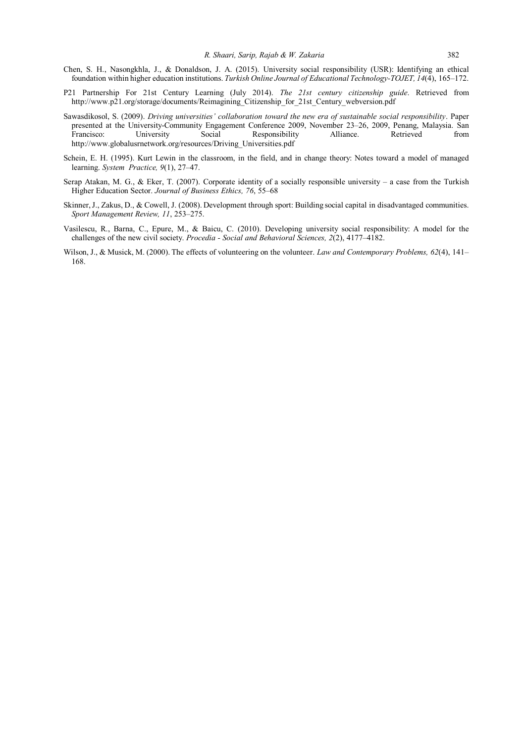Chen, S. H., Nasongkhla, J., & Donaldson, J. A. (2015). University social responsibility (USR): Identifying an ethical foundation within higher education institutions. *Turkish Online Journal of Educational Technology-TOJET, 14*(4), 165–172.

P21 Partnership For 21st Century Learning (July 2014). *The 21st century citizenship guide*. Retrieved from http://www.p21.org/storage/documents/Reimagining_Citizenship_for_21st_Century_webversion.pdf

Sawasdikosol, S. (2009). *Driving universities' collaboration toward the new era of sustainable social responsibility*. Paper presented at the University-Community Engagement Conference 2009, November 23–26, 2009, Penang, Malaysia. San Francisco: University Social Responsibility Alliance. Retrieved from http://www.globalusrnetwork.org/resources/Driving_Universities.pdf

Schein, E. H. (1995). Kurt Lewin in the classroom, in the field, and in change theory: Notes toward a model of managed learning. *System Practice, 9*(1), 27–47.

Serap Atakan, M. G., & Eker, T. (2007). Corporate identity of a socially responsible university – a case from the Turkish Higher Education Sector. *Journal of Business Ethics, 76*, 55–68

Skinner, J., Zakus, D., & Cowell, J. (2008). Development through sport: Building social capital in disadvantaged communities. *Sport Management Review, 11*, 253–275.

Vasilescu, R., Barna, C., Epure, M., & Baicu, C. (2010). Developing university social responsibility: A model for the challenges of the new civil society. *Procedia - Social and Behavioral Sciences, 2*(2), 4177–4182.

Wilson, J., & Musick, M. (2000). The effects of volunteering on the volunteer. *Law and Contemporary Problems, 62*(4), 141–168.